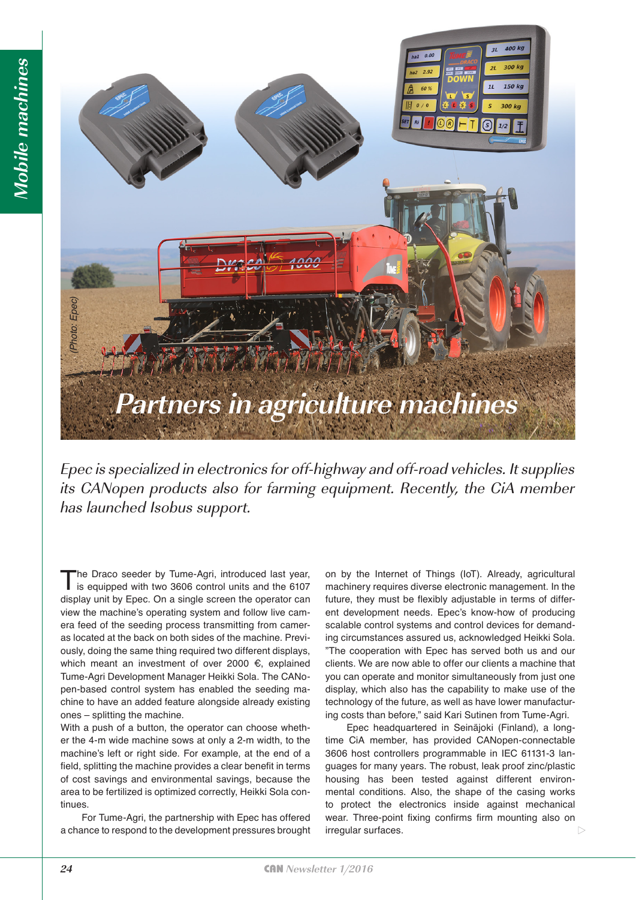# Partners in agriculture machines

(Photo: Epec)

*Epec is specialized in electronics for off-highway and off-road vehicles. It supplies its CANopen products also for farming equipment. Recently, the CiA member has launched Isobus support.*

The Draco seeder by Tume-Agri, introduced last year, is equipped with two 3606 control units and the 6107 display unit by Epec. On a single screen the operator can view the machine's operating system and follow live camera feed of the seeding process transmitting from cameras located at the back on both sides of the machine. Previously, doing the same thing required two different displays, which meant an investment of over 2000 €, explained Tume-Agri Development Manager Heikki Sola. The CANopen-based control system has enabled the seeding machine to have an added feature alongside already existing ones – splitting the machine.

With a push of a button, the operator can choose whether the 4-m wide machine sows at only a 2-m width, to the machine's left or right side. For example, at the end of a field, splitting the machine provides a clear benefit in terms of cost savings and environmental savings, because the area to be fertilized is optimized correctly, Heikki Sola continues.

For Tume-Agri, the partnership with Epec has offered a chance to respond to the development pressures brought on by the Internet of Things (IoT). Already, agricultural machinery requires diverse electronic management. In the future, they must be flexibly adjustable in terms of different development needs. Epec's know-how of producing scalable control systems and control devices for demanding circumstances assured us, acknowledged Heikki Sola. "The cooperation with Epec has served both us and our clients. We are now able to offer our clients a machine that you can operate and monitor simultaneously from just one display, which also has the capability to make use of the technology of the future, as well as have lower manufacturing costs than before," said Kari Sutinen from Tume-Agri.

Epec headquartered in Seinäjoki (Finland), a long-time CiA member, has provided CANopen-connectable 3606 host controllers programmable in IEC 61131-3 languages for many years. The robust, leak proof zinc/plastic housing has been tested against different environmental conditions. Also, the shape of the casing works to protect the electronics inside against mechanical wear. Three-point fixing confirms firm mounting also on irregular surfaces.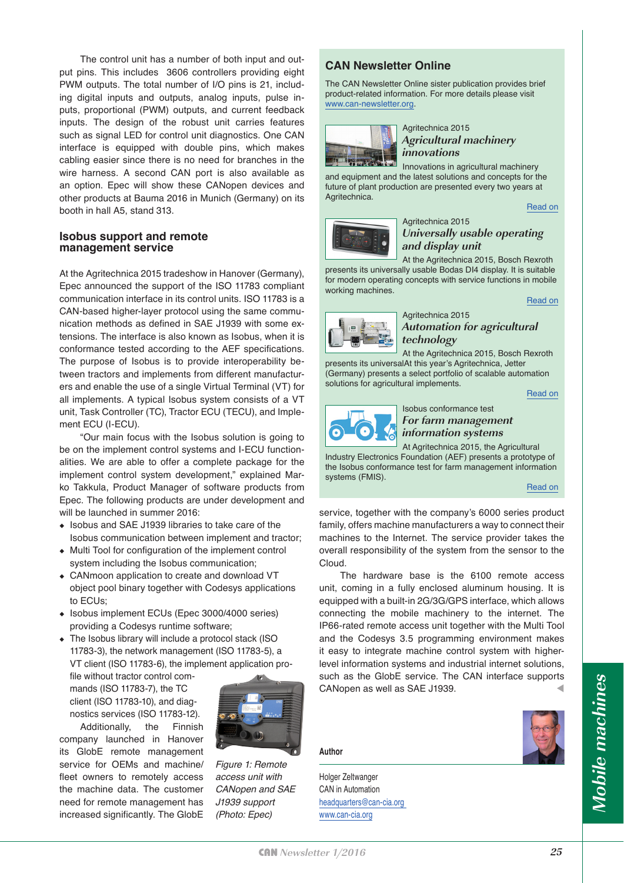The control unit has a number of both input and output pins. This includes 3606 controllers providing eight PWM outputs. The total number of I/O pins is 21, including digital inputs and outputs, analog inputs, pulse inputs, proportional (PWM) outputs, and current feedback inputs. The design of the robust unit carries features such as signal LED for control unit diagnostics. One CAN interface is equipped with double pins, which makes cabling easier since there is no need for branches in the wire harness. A second CAN port is also available as an option. Epec will show these CANopen devices and other products at Bauma 2016 in Munich (Germany) on its booth in hall A5, stand 313.

## Isobus support and remote management service

At the Agritechnica 2015 tradeshow in Hanover (Germany), Epec announced the support of the ISO 11783 compliant communication interface in its control units. ISO 11783 is a CAN-based higher-layer protocol using the same communication methods as defined in SAE J1939 with some extensions. The interface is also known as Isobus, when it is conformance tested according to the AEF specifications. The purpose of Isobus is to provide interoperability between tractors and implements from different manufacturers and enable the use of a single Virtual Terminal (VT) for all implements. A typical Isobus system consists of a VT unit, Task Controller (TC), Tractor ECU (TECU), and Implement ECU (I-ECU).

"Our main focus with the Isobus solution is going to be on the implement control systems and I-ECU functionalities. We are able to offer a complete package for the implement control system development," explained Marko Takkula, Product Manager of software products from Epec. The following products are under development and will be launched in summer 2016:

- Isobus and SAE J1939 libraries to take care of the Isobus communication between implement and tractor;
- Multi Tool for configuration of the implement control system including the Isobus communication;
- CANmoon application to create and download VT object pool binary together with Codesys applications to ECUs;
- Isobus implement ECUs (Epec 3000/4000 series) providing a Codesys runtime software;
- The Isobus library will include a protocol stack (ISO 11783-3), the network management (ISO 11783-5), a VT client (ISO 11783-6), the implement application profile without tractor control commands (ISO 11783-7), the TC client (ISO 11783-10), and diagnostics services (ISO 11783-12).

Additionally, the Finnish company launched in Hanover its GlobE remote management service for OEMs and machine/fleet owners to remotely access the machine data. The customer need for remote management has increased significantly. The GlobE service, together with the company's 6000 series product family, offers machine manufacturers a way to connect their machines to the Internet. The service provider takes the overall responsibility of the system from the sensor to the Cloud.

*Figure 1: Remote access unit with CANopen and SAE J1939 support (Photo: Epec)*

The hardware base is the 6100 remote access unit, coming in a fully enclosed aluminum housing. It is equipped with a built-in 2G/3G/GPS interface, which allows connecting the mobile machinery to the internet. The IP66-rated remote access unit together with the Multi Tool and the Codesys 3.5 programming environment makes it easy to integrate machine control system with higher-level information systems and industrial internet solutions, such as the GlobE service. The CAN interface supports CANopen as well as SAE J1939. ◀

**Author**

Holger Zeltwanger
CAN in Automation
headquarters@can-cia.org
www.can-cia.org

## CAN Newsletter Online

The CAN Newsletter Online sister publication provides brief product-related information. For more details please visit www.can-newsletter.org.

Agritechnica 2015
### *Agricultural machinery innovations*

Innovations in agricultural machinery and equipment and the latest solutions and concepts for the future of plant production are presented every two years at Agritechnica.

Read on

Agritechnica 2015
### *Universally usable operating and display unit*

At the Agritechnica 2015, Bosch Rexroth presents its universally usable Bodas DI4 display. It is suitable for modern operating concepts with service functions in mobile working machines.

Read on

Agritechnica 2015
### *Automation for agricultural technology*

At the Agritechnica 2015, Bosch Rexroth presents its universalAt this year's Agritechnica, Jetter (Germany) presents a select portfolio of scalable automation solutions for agricultural implements.

Read on

Isobus conformance test
### *For farm management information systems*

At Agritechnica 2015, the Agricultural Industry Electronics Foundation (AEF) presents a prototype of the Isobus conformance test for farm management information systems (FMIS).

Read on